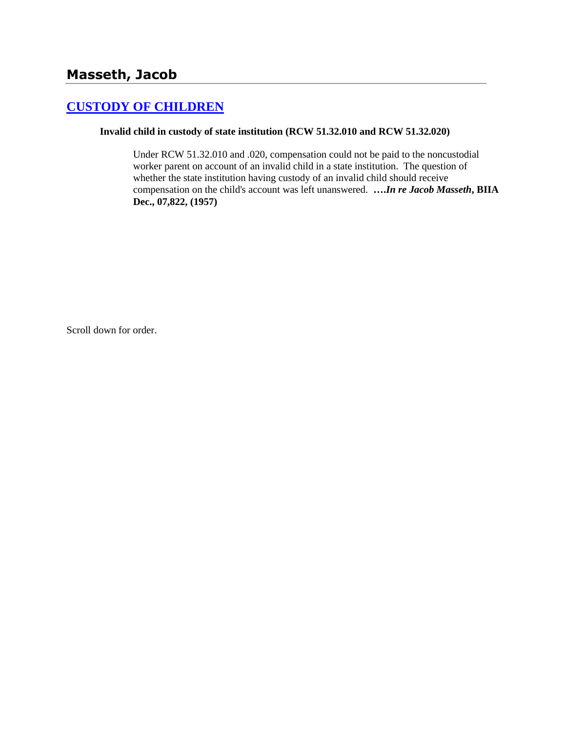## Masseth, Jacob

### [CUSTODY OF CHILDREN]

**Invalid child in custody of state institution (RCW 51.32.010 and RCW 51.32.020)**

Under RCW 51.32.010 and .020, compensation could not be paid to the noncustodial worker parent on account of an invalid child in a state institution. The question of whether the state institution having custody of an invalid child should receive compensation on the child's account was left unanswered. ***….In re Jacob Masseth*, BIIA Dec., 07,822, (1957)**

Scroll down for order.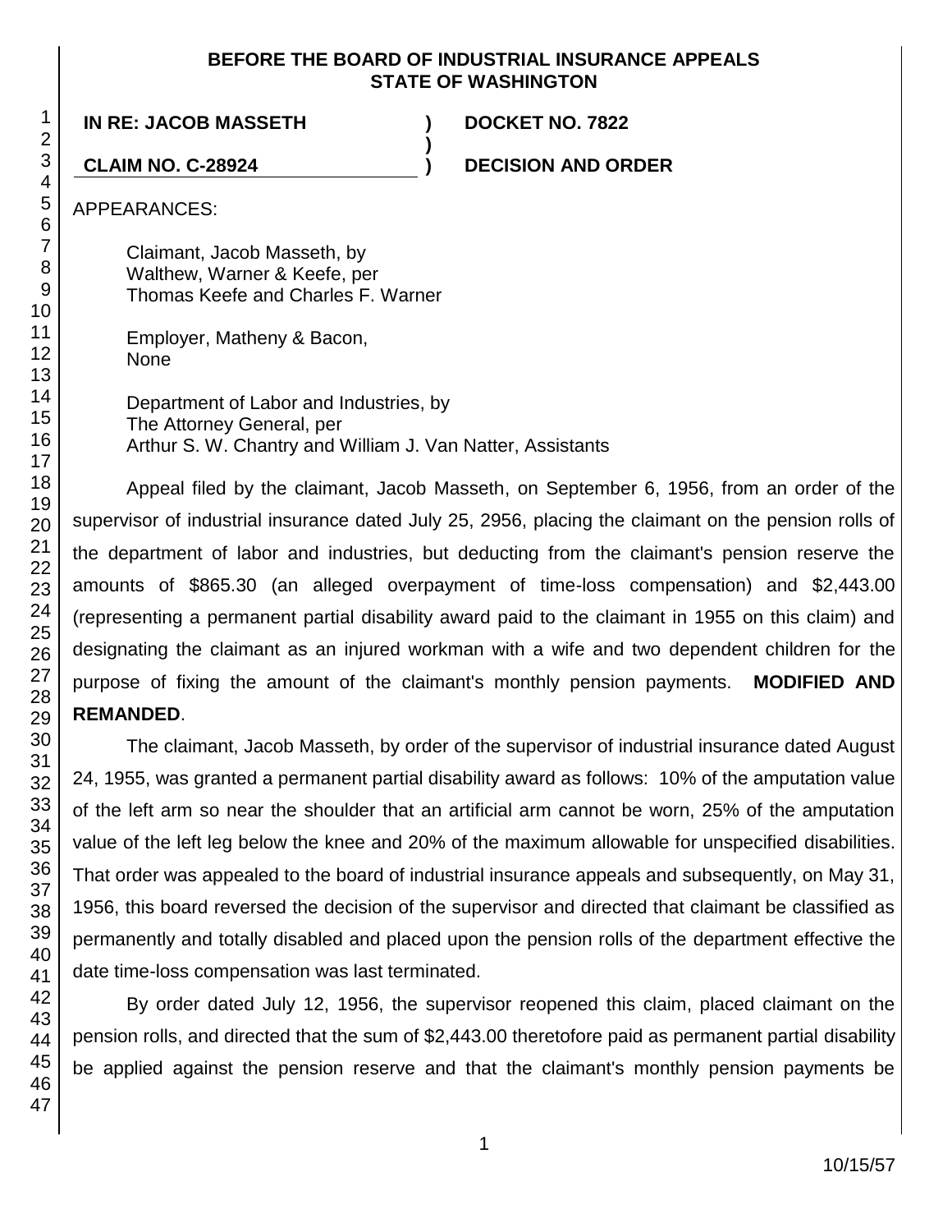**BEFORE THE BOARD OF INDUSTRIAL INSURANCE APPEALS**
**STATE OF WASHINGTON**

**IN RE: JACOB MASSETH** ) **DOCKET NO. 7822**
)
**CLAIM NO. C-28924** ) **DECISION AND ORDER**

APPEARANCES:

Claimant, Jacob Masseth, by
Walthew, Warner & Keefe, per
Thomas Keefe and Charles F. Warner

Employer, Matheny & Bacon,
None

Department of Labor and Industries, by
The Attorney General, per
Arthur S. W. Chantry and William J. Van Natter, Assistants

Appeal filed by the claimant, Jacob Masseth, on September 6, 1956, from an order of the supervisor of industrial insurance dated July 25, 2956, placing the claimant on the pension rolls of the department of labor and industries, but deducting from the claimant's pension reserve the amounts of $865.30 (an alleged overpayment of time-loss compensation) and $2,443.00 (representing a permanent partial disability award paid to the claimant in 1955 on this claim) and designating the claimant as an injured workman with a wife and two dependent children for the purpose of fixing the amount of the claimant's monthly pension payments. **MODIFIED AND REMANDED**.

The claimant, Jacob Masseth, by order of the supervisor of industrial insurance dated August 24, 1955, was granted a permanent partial disability award as follows: 10% of the amputation value of the left arm so near the shoulder that an artificial arm cannot be worn, 25% of the amputation value of the left leg below the knee and 20% of the maximum allowable for unspecified disabilities. That order was appealed to the board of industrial insurance appeals and subsequently, on May 31, 1956, this board reversed the decision of the supervisor and directed that claimant be classified as permanently and totally disabled and placed upon the pension rolls of the department effective the date time-loss compensation was last terminated.

By order dated July 12, 1956, the supervisor reopened this claim, placed claimant on the pension rolls, and directed that the sum of $2,443.00 theretofore paid as permanent partial disability be applied against the pension reserve and that the claimant's monthly pension payments be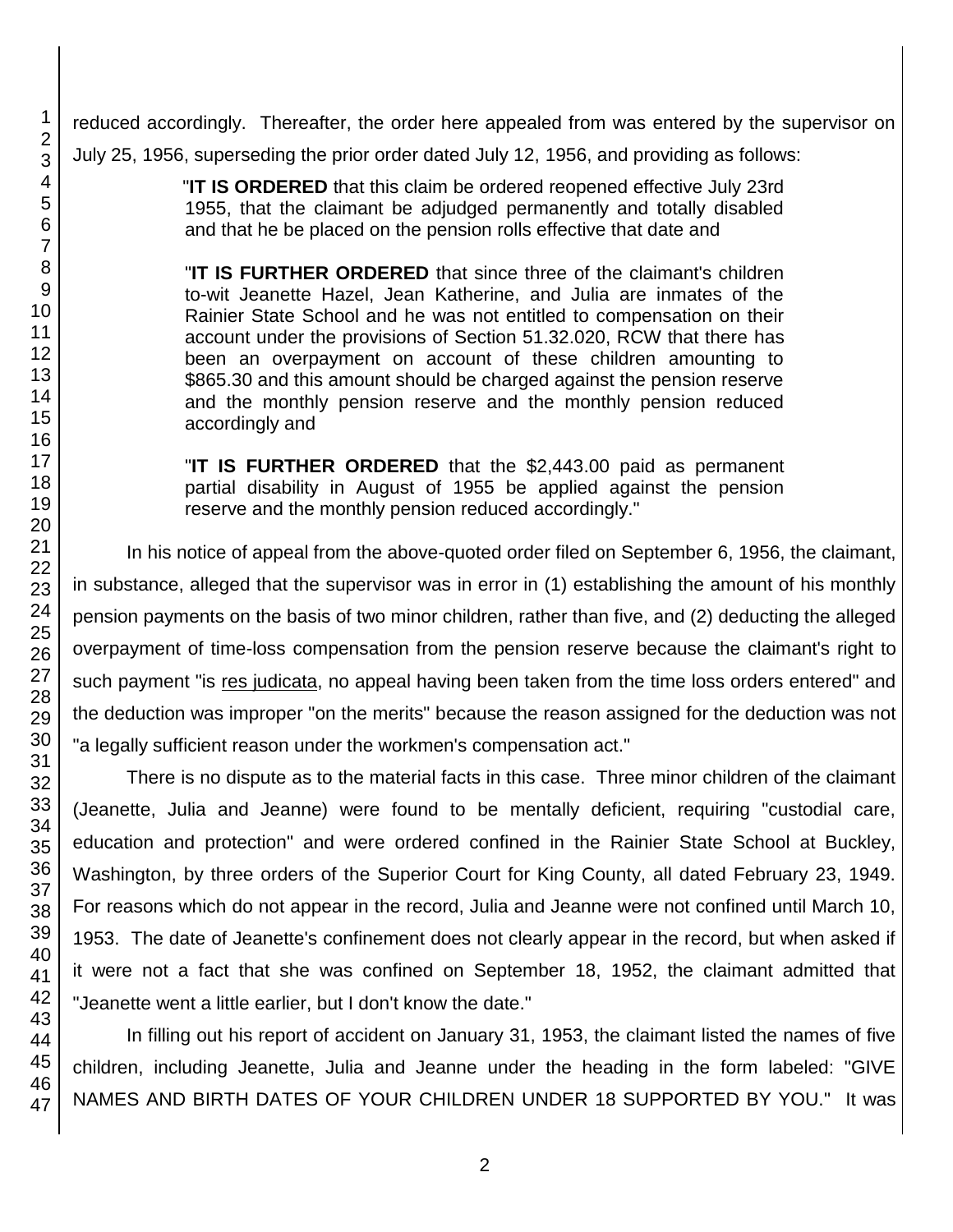reduced accordingly. Thereafter, the order here appealed from was entered by the supervisor on July 25, 1956, superseding the prior order dated July 12, 1956, and providing as follows:

> "**IT IS ORDERED** that this claim be ordered reopened effective July 23rd 1955, that the claimant be adjudged permanently and totally disabled and that he be placed on the pension rolls effective that date and
>
> "**IT IS FURTHER ORDERED** that since three of the claimant's children to-wit Jeanette Hazel, Jean Katherine, and Julia are inmates of the Rainier State School and he was not entitled to compensation on their account under the provisions of Section 51.32.020, RCW that there has been an overpayment on account of these children amounting to $865.30 and this amount should be charged against the pension reserve and the monthly pension reserve and the monthly pension reduced accordingly and
>
> "**IT IS FURTHER ORDERED** that the $2,443.00 paid as permanent partial disability in August of 1955 be applied against the pension reserve and the monthly pension reduced accordingly."

In his notice of appeal from the above-quoted order filed on September 6, 1956, the claimant, in substance, alleged that the supervisor was in error in (1) establishing the amount of his monthly pension payments on the basis of two minor children, rather than five, and (2) deducting the alleged overpayment of time-loss compensation from the pension reserve because the claimant's right to such payment "is res judicata, no appeal having been taken from the time loss orders entered" and the deduction was improper "on the merits" because the reason assigned for the deduction was not "a legally sufficient reason under the workmen's compensation act."

There is no dispute as to the material facts in this case. Three minor children of the claimant (Jeanette, Julia and Jeanne) were found to be mentally deficient, requiring "custodial care, education and protection" and were ordered confined in the Rainier State School at Buckley, Washington, by three orders of the Superior Court for King County, all dated February 23, 1949. For reasons which do not appear in the record, Julia and Jeanne were not confined until March 10, 1953. The date of Jeanette's confinement does not clearly appear in the record, but when asked if it were not a fact that she was confined on September 18, 1952, the claimant admitted that "Jeanette went a little earlier, but I don't know the date."

In filling out his report of accident on January 31, 1953, the claimant listed the names of five children, including Jeanette, Julia and Jeanne under the heading in the form labeled: "GIVE NAMES AND BIRTH DATES OF YOUR CHILDREN UNDER 18 SUPPORTED BY YOU." It was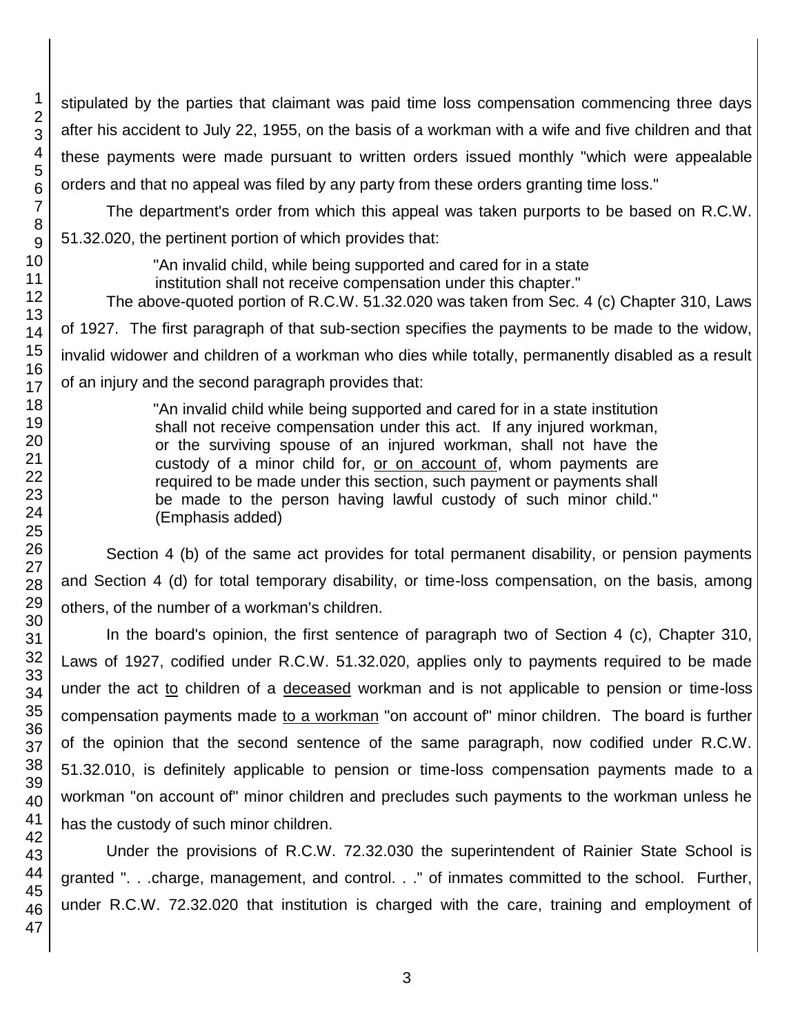stipulated by the parties that claimant was paid time loss compensation commencing three days after his accident to July 22, 1955, on the basis of a workman with a wife and five children and that these payments were made pursuant to written orders issued monthly "which were appealable orders and that no appeal was filed by any party from these orders granting time loss."

The department's order from which this appeal was taken purports to be based on R.C.W. 51.32.020, the pertinent portion of which provides that:

> "An invalid child, while being supported and cared for in a state institution shall not receive compensation under this chapter."

The above-quoted portion of R.C.W. 51.32.020 was taken from Sec. 4 (c) Chapter 310, Laws of 1927. The first paragraph of that sub-section specifies the payments to be made to the widow, invalid widower and children of a workman who dies while totally, permanently disabled as a result of an injury and the second paragraph provides that:

> "An invalid child while being supported and cared for in a state institution shall not receive compensation under this act. If any injured workman, or the surviving spouse of an injured workman, shall not have the custody of a minor child for, <u>or on account of</u>, whom payments are required to be made under this section, such payment or payments shall be made to the person having lawful custody of such minor child." (Emphasis added)

Section 4 (b) of the same act provides for total permanent disability, or pension payments and Section 4 (d) for total temporary disability, or time-loss compensation, on the basis, among others, of the number of a workman's children.

In the board's opinion, the first sentence of paragraph two of Section 4 (c), Chapter 310, Laws of 1927, codified under R.C.W. 51.32.020, applies only to payments required to be made under the act <u>to</u> children of a <u>deceased</u> workman and is not applicable to pension or time-loss compensation payments made <u>to a workman</u> "on account of" minor children. The board is further of the opinion that the second sentence of the same paragraph, now codified under R.C.W. 51.32.010, is definitely applicable to pension or time-loss compensation payments made to a workman "on account of" minor children and precludes such payments to the workman unless he has the custody of such minor children.

Under the provisions of R.C.W. 72.32.030 the superintendent of Rainier State School is granted ". . .charge, management, and control. . ." of inmates committed to the school. Further, under R.C.W. 72.32.020 that institution is charged with the care, training and employment of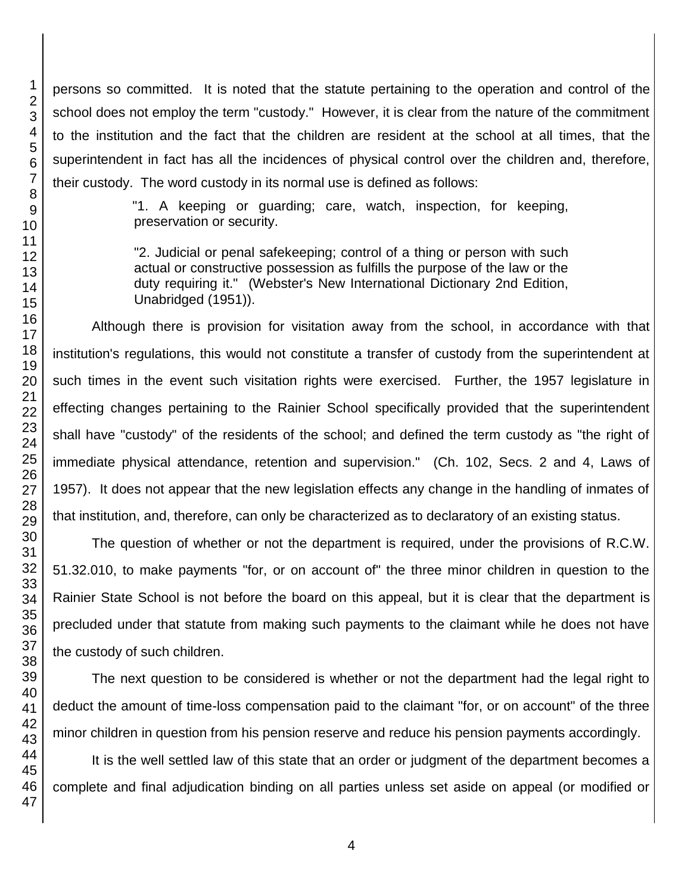persons so committed. It is noted that the statute pertaining to the operation and control of the school does not employ the term "custody." However, it is clear from the nature of the commitment to the institution and the fact that the children are resident at the school at all times, that the superintendent in fact has all the incidences of physical control over the children and, therefore, their custody. The word custody in its normal use is defined as follows:

> "1. A keeping or guarding; care, watch, inspection, for keeping, preservation or security.
>
> "2. Judicial or penal safekeeping; control of a thing or person with such actual or constructive possession as fulfills the purpose of the law or the duty requiring it." (Webster's New International Dictionary 2nd Edition, Unabridged (1951)).

Although there is provision for visitation away from the school, in accordance with that institution's regulations, this would not constitute a transfer of custody from the superintendent at such times in the event such visitation rights were exercised. Further, the 1957 legislature in effecting changes pertaining to the Rainier School specifically provided that the superintendent shall have "custody" of the residents of the school; and defined the term custody as "the right of immediate physical attendance, retention and supervision." (Ch. 102, Secs. 2 and 4, Laws of 1957). It does not appear that the new legislation effects any change in the handling of inmates of that institution, and, therefore, can only be characterized as to declaratory of an existing status.

The question of whether or not the department is required, under the provisions of R.C.W. 51.32.010, to make payments "for, or on account of" the three minor children in question to the Rainier State School is not before the board on this appeal, but it is clear that the department is precluded under that statute from making such payments to the claimant while he does not have the custody of such children.

The next question to be considered is whether or not the department had the legal right to deduct the amount of time-loss compensation paid to the claimant "for, or on account" of the three minor children in question from his pension reserve and reduce his pension payments accordingly.

It is the well settled law of this state that an order or judgment of the department becomes a complete and final adjudication binding on all parties unless set aside on appeal (or modified or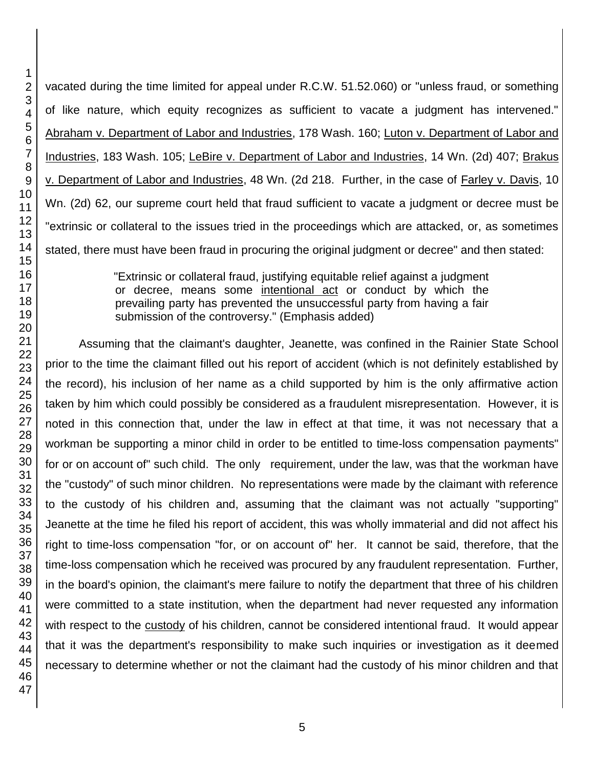vacated during the time limited for appeal under R.C.W. 51.52.060) or "unless fraud, or something of like nature, which equity recognizes as sufficient to vacate a judgment has intervened." Abraham v. Department of Labor and Industries, 178 Wash. 160; Luton v. Department of Labor and Industries, 183 Wash. 105; LeBire v. Department of Labor and Industries, 14 Wn. (2d) 407; Brakus v. Department of Labor and Industries, 48 Wn. (2d 218. Further, in the case of Farley v. Davis, 10 Wn. (2d) 62, our supreme court held that fraud sufficient to vacate a judgment or decree must be "extrinsic or collateral to the issues tried in the proceedings which are attacked, or, as sometimes stated, there must have been fraud in procuring the original judgment or decree" and then stated:

> "Extrinsic or collateral fraud, justifying equitable relief against a judgment or decree, means some intentional act or conduct by which the prevailing party has prevented the unsuccessful party from having a fair submission of the controversy." (Emphasis added)

Assuming that the claimant's daughter, Jeanette, was confined in the Rainier State School prior to the time the claimant filled out his report of accident (which is not definitely established by the record), his inclusion of her name as a child supported by him is the only affirmative action taken by him which could possibly be considered as a fraudulent misrepresentation. However, it is noted in this connection that, under the law in effect at that time, it was not necessary that a workman be supporting a minor child in order to be entitled to time-loss compensation payments" for or on account of" such child. The only requirement, under the law, was that the workman have the "custody" of such minor children. No representations were made by the claimant with reference to the custody of his children and, assuming that the claimant was not actually "supporting" Jeanette at the time he filed his report of accident, this was wholly immaterial and did not affect his right to time-loss compensation "for, or on account of" her. It cannot be said, therefore, that the time-loss compensation which he received was procured by any fraudulent representation. Further, in the board's opinion, the claimant's mere failure to notify the department that three of his children were committed to a state institution, when the department had never requested any information with respect to the custody of his children, cannot be considered intentional fraud. It would appear that it was the department's responsibility to make such inquiries or investigation as it deemed necessary to determine whether or not the claimant had the custody of his minor children and that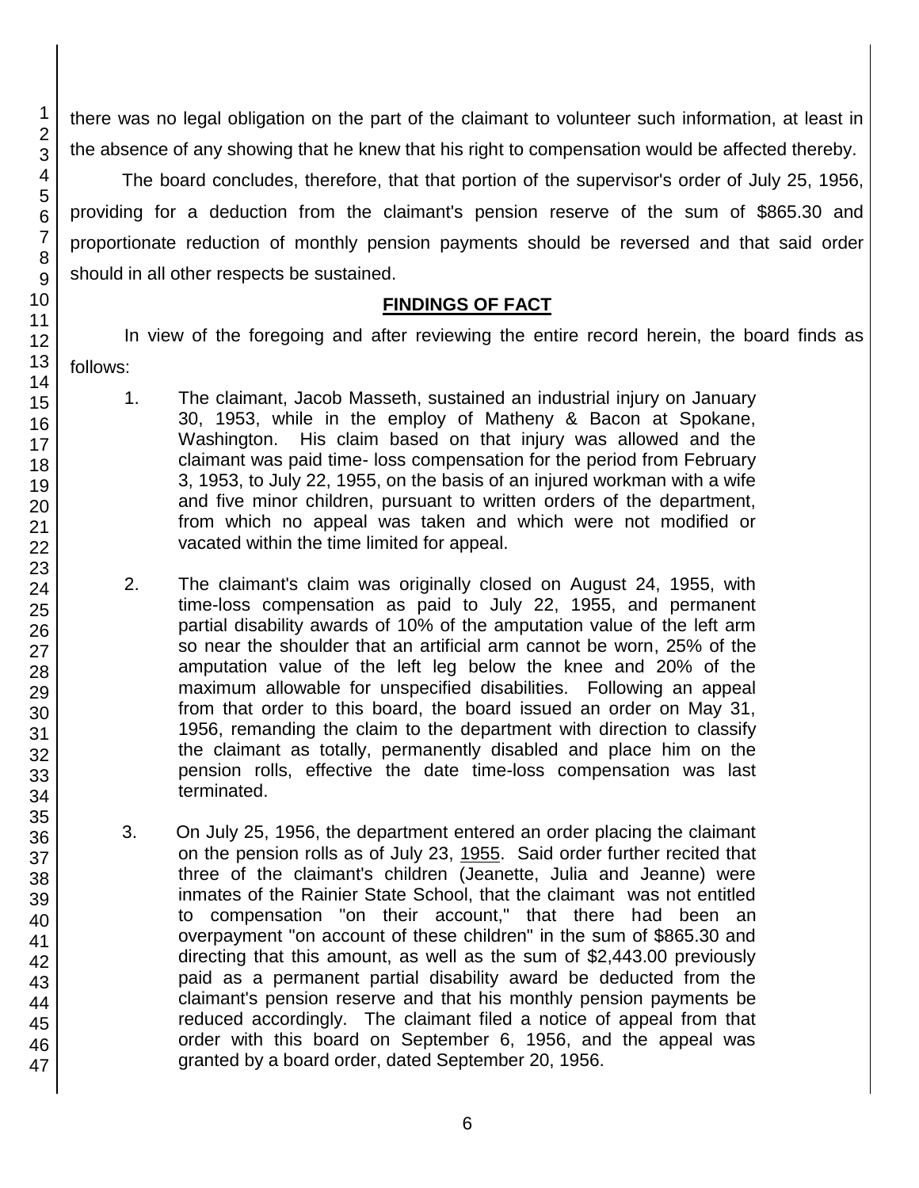there was no legal obligation on the part of the claimant to volunteer such information, at least in the absence of any showing that he knew that his right to compensation would be affected thereby.

The board concludes, therefore, that that portion of the supervisor's order of July 25, 1956, providing for a deduction from the claimant's pension reserve of the sum of $865.30 and proportionate reduction of monthly pension payments should be reversed and that said order should in all other respects be sustained.

## FINDINGS OF FACT

In view of the foregoing and after reviewing the entire record herein, the board finds as follows:

1. The claimant, Jacob Masseth, sustained an industrial injury on January 30, 1953, while in the employ of Matheny & Bacon at Spokane, Washington. His claim based on that injury was allowed and the claimant was paid time- loss compensation for the period from February 3, 1953, to July 22, 1955, on the basis of an injured workman with a wife and five minor children, pursuant to written orders of the department, from which no appeal was taken and which were not modified or vacated within the time limited for appeal.

2. The claimant's claim was originally closed on August 24, 1955, with time-loss compensation as paid to July 22, 1955, and permanent partial disability awards of 10% of the amputation value of the left arm so near the shoulder that an artificial arm cannot be worn, 25% of the amputation value of the left leg below the knee and 20% of the maximum allowable for unspecified disabilities. Following an appeal from that order to this board, the board issued an order on May 31, 1956, remanding the claim to the department with direction to classify the claimant as totally, permanently disabled and place him on the pension rolls, effective the date time-loss compensation was last terminated.

3. On July 25, 1956, the department entered an order placing the claimant on the pension rolls as of July 23, 1955. Said order further recited that three of the claimant's children (Jeanette, Julia and Jeanne) were inmates of the Rainier State School, that the claimant was not entitled to compensation "on their account," that there had been an overpayment "on account of these children" in the sum of $865.30 and directing that this amount, as well as the sum of $2,443.00 previously paid as a permanent partial disability award be deducted from the claimant's pension reserve and that his monthly pension payments be reduced accordingly. The claimant filed a notice of appeal from that order with this board on September 6, 1956, and the appeal was granted by a board order, dated September 20, 1956.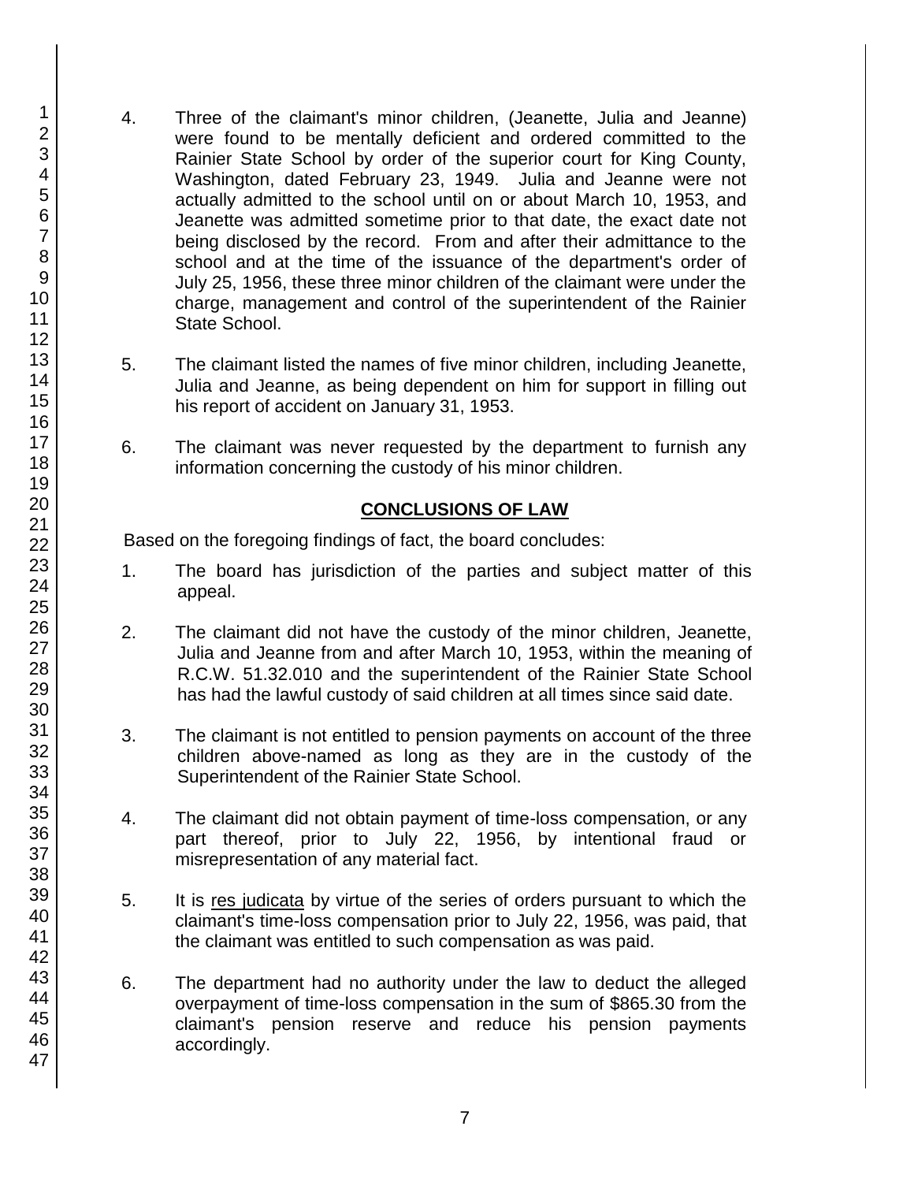4. Three of the claimant's minor children, (Jeanette, Julia and Jeanne) were found to be mentally deficient and ordered committed to the Rainier State School by order of the superior court for King County, Washington, dated February 23, 1949. Julia and Jeanne were not actually admitted to the school until on or about March 10, 1953, and Jeanette was admitted sometime prior to that date, the exact date not being disclosed by the record. From and after their admittance to the school and at the time of the issuance of the department's order of July 25, 1956, these three minor children of the claimant were under the charge, management and control of the superintendent of the Rainier State School.

5. The claimant listed the names of five minor children, including Jeanette, Julia and Jeanne, as being dependent on him for support in filling out his report of accident on January 31, 1953.

6. The claimant was never requested by the department to furnish any information concerning the custody of his minor children.

## CONCLUSIONS OF LAW

Based on the foregoing findings of fact, the board concludes:

1. The board has jurisdiction of the parties and subject matter of this appeal.

2. The claimant did not have the custody of the minor children, Jeanette, Julia and Jeanne from and after March 10, 1953, within the meaning of R.C.W. 51.32.010 and the superintendent of the Rainier State School has had the lawful custody of said children at all times since said date.

3. The claimant is not entitled to pension payments on account of the three children above-named as long as they are in the custody of the Superintendent of the Rainier State School.

4. The claimant did not obtain payment of time-loss compensation, or any part thereof, prior to July 22, 1956, by intentional fraud or misrepresentation of any material fact.

5. It is res judicata by virtue of the series of orders pursuant to which the claimant's time-loss compensation prior to July 22, 1956, was paid, that the claimant was entitled to such compensation as was paid.

6. The department had no authority under the law to deduct the alleged overpayment of time-loss compensation in the sum of $865.30 from the claimant's pension reserve and reduce his pension payments accordingly.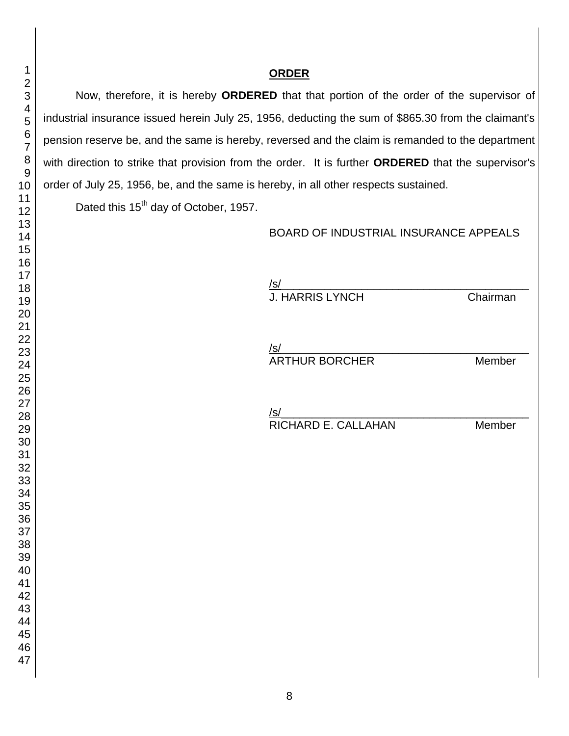**ORDER**

Now, therefore, it is hereby **ORDERED** that that portion of the order of the supervisor of industrial insurance issued herein July 25, 1956, deducting the sum of $865.30 from the claimant's pension reserve be, and the same is hereby, reversed and the claim is remanded to the department with direction to strike that provision from the order. It is further **ORDERED** that the supervisor's order of July 25, 1956, be, and the same is hereby, in all other respects sustained.

Dated this 15th day of October, 1957.

BOARD OF INDUSTRIAL INSURANCE APPEALS

/s/
J. HARRIS LYNCH Chairman

/s/
ARTHUR BORCHER Member

/s/
RICHARD E. CALLAHAN Member